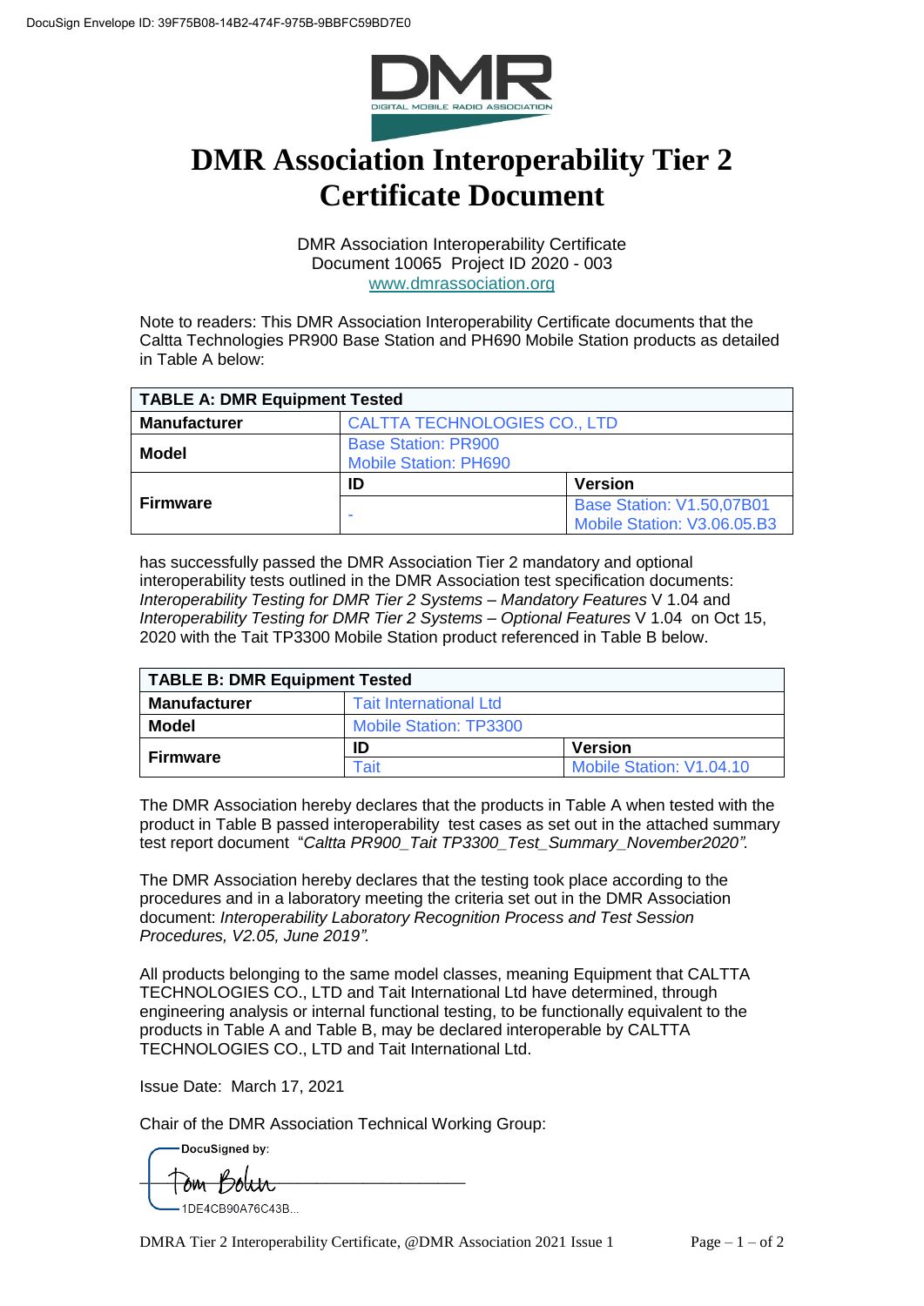DocuSign Envelope ID: 39F75B08-14B2-474F-975B-9BBFC59BD7E0

DMR
DIGITAL MOBILE RADIO ASSOCIATION

# DMR Association Interoperability Tier 2 Certificate Document

DMR Association Interoperability Certificate
Document 10065 Project ID 2020 - 003
www.dmrassociation.org

Note to readers: This DMR Association Interoperability Certificate documents that the Caltta Technologies PR900 Base Station and PH690 Mobile Station products as detailed in Table A below:

| **TABLE A: DMR Equipment Tested** | | |
|---|---|---|
| **Manufacturer** | CALTTA TECHNOLOGIES CO., LTD | |
| **Model** | Base Station: PR900<br>Mobile Station: PH690 | |
| **Firmware** | **ID** | **Version** |
| | - | Base Station: V1.50,07B01<br>Mobile Station: V3.06.05.B3 |

has successfully passed the DMR Association Tier 2 mandatory and optional interoperability tests outlined in the DMR Association test specification documents: *Interoperability Testing for DMR Tier 2 Systems – Mandatory Features* V 1.04 and *Interoperability Testing for DMR Tier 2 Systems – Optional Features* V 1.04 on Oct 15, 2020 with the Tait TP3300 Mobile Station product referenced in Table B below.

| **TABLE B: DMR Equipment Tested** | | |
|---|---|---|
| **Manufacturer** | Tait International Ltd | |
| **Model** | Mobile Station: TP3300 | |
| **Firmware** | **ID** | **Version** |
| | Tait | Mobile Station: V1.04.10 |

The DMR Association hereby declares that the products in Table A when tested with the product in Table B passed interoperability test cases as set out in the attached summary test report document "*Caltta PR900_Tait TP3300_Test_Summary_November2020".*

The DMR Association hereby declares that the testing took place according to the procedures and in a laboratory meeting the criteria set out in the DMR Association document: *Interoperability Laboratory Recognition Process and Test Session Procedures, V2.05, June 2019".*

All products belonging to the same model classes, meaning Equipment that CALTTA TECHNOLOGIES CO., LTD and Tait International Ltd have determined, through engineering analysis or internal functional testing, to be functionally equivalent to the products in Table A and Table B, may be declared interoperable by CALTTA TECHNOLOGIES CO., LTD and Tait International Ltd.

Issue Date: March 17, 2021

Chair of the DMR Association Technical Working Group:

DocuSigned by:
Tom Bohn
1DE4CB90A76C43B...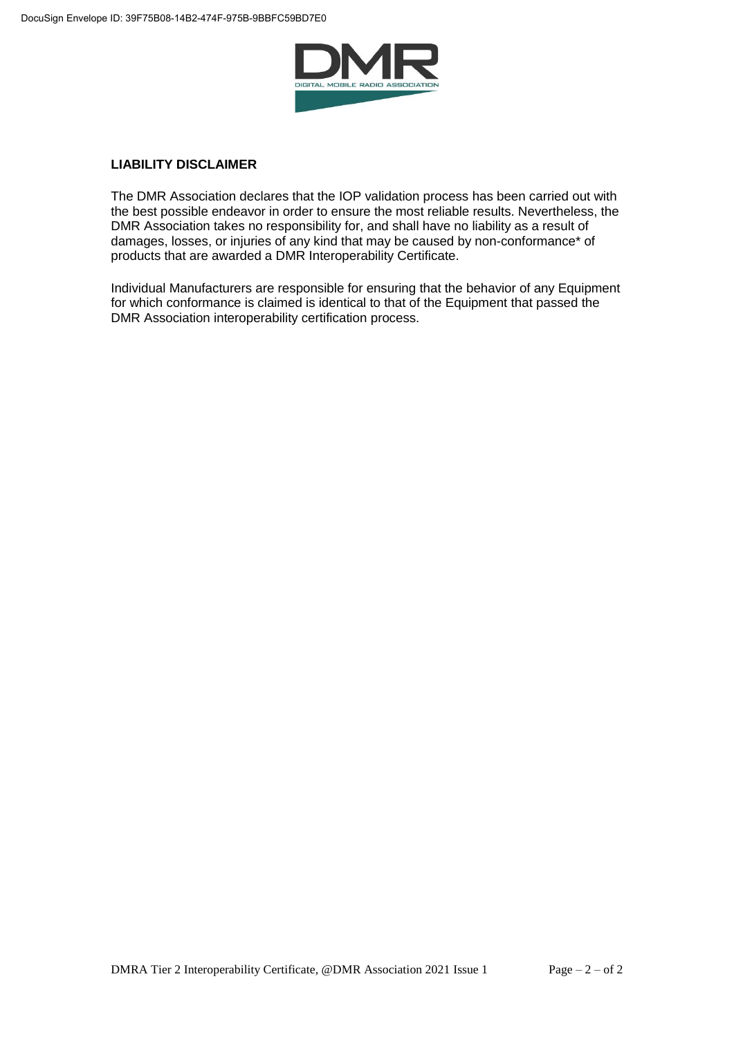## LIABILITY DISCLAIMER

The DMR Association declares that the IOP validation process has been carried out with the best possible endeavor in order to ensure the most reliable results. Nevertheless, the DMR Association takes no responsibility for, and shall have no liability as a result of damages, losses, or injuries of any kind that may be caused by non-conformance* of products that are awarded a DMR Interoperability Certificate.

Individual Manufacturers are responsible for ensuring that the behavior of any Equipment for which conformance is claimed is identical to that of the Equipment that passed the DMR Association interoperability certification process.